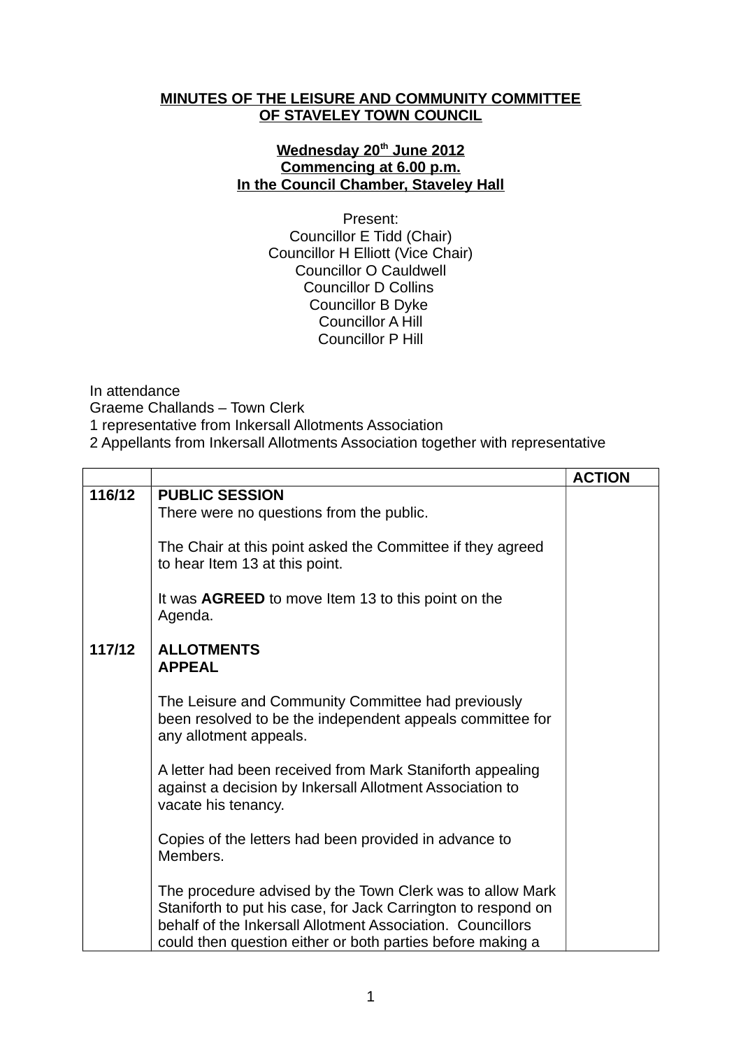**MINUTES OF THE LEISURE AND COMMUNITY COMMITTEE OF STAVELEY TOWN COUNCIL**

**Wednesday 20th June 2012**
**Commencing at 6.00 p.m.**
**In the Council Chamber, Staveley Hall**

Present:
Councillor E Tidd (Chair)
Councillor H Elliott (Vice Chair)
Councillor O Cauldwell
Councillor D Collins
Councillor B Dyke
Councillor A Hill
Councillor P Hill

In attendance
Graeme Challands – Town Clerk
1 representative from Inkersall Allotments Association
2 Appellants from Inkersall Allotments Association together with representative

| | | **ACTION** |
|---|---|---|
| **116/12** | **PUBLIC SESSION**<br>There were no questions from the public.<br><br>The Chair at this point asked the Committee if they agreed to hear Item 13 at this point.<br><br>It was **AGREED** to move Item 13 to this point on the Agenda. | |
| **117/12** | **ALLOTMENTS**<br>**APPEAL**<br><br>The Leisure and Community Committee had previously been resolved to be the independent appeals committee for any allotment appeals.<br><br>A letter had been received from Mark Staniforth appealing against a decision by Inkersall Allotment Association to vacate his tenancy.<br><br>Copies of the letters had been provided in advance to Members.<br><br>The procedure advised by the Town Clerk was to allow Mark Staniforth to put his case, for Jack Carrington to respond on behalf of the Inkersall Allotment Association. Councillors could then question either or both parties before making a | |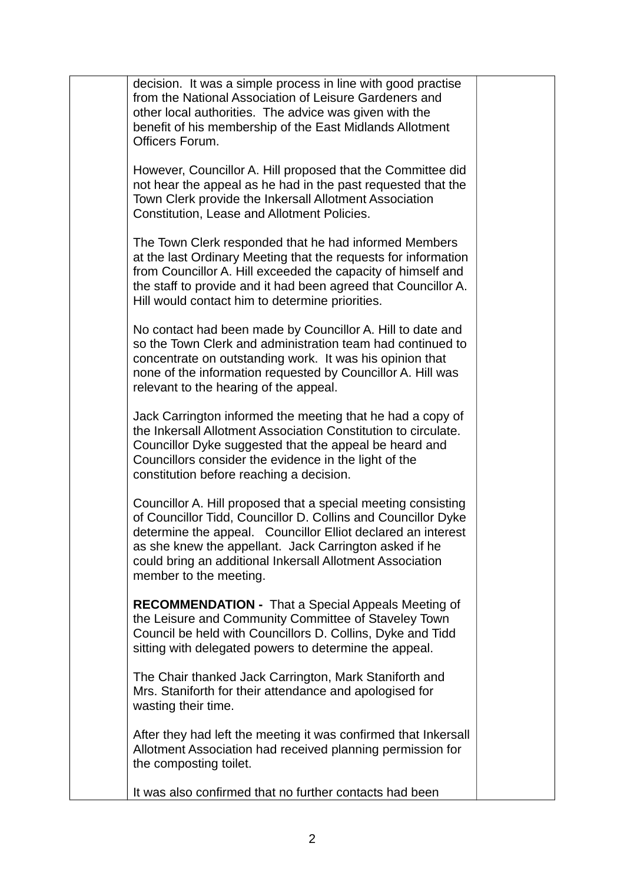decision. It was a simple process in line with good practise from the National Association of Leisure Gardeners and other local authorities. The advice was given with the benefit of his membership of the East Midlands Allotment Officers Forum.

However, Councillor A. Hill proposed that the Committee did not hear the appeal as he had in the past requested that the Town Clerk provide the Inkersall Allotment Association Constitution, Lease and Allotment Policies.

The Town Clerk responded that he had informed Members at the last Ordinary Meeting that the requests for information from Councillor A. Hill exceeded the capacity of himself and the staff to provide and it had been agreed that Councillor A. Hill would contact him to determine priorities.

No contact had been made by Councillor A. Hill to date and so the Town Clerk and administration team had continued to concentrate on outstanding work. It was his opinion that none of the information requested by Councillor A. Hill was relevant to the hearing of the appeal.

Jack Carrington informed the meeting that he had a copy of the Inkersall Allotment Association Constitution to circulate. Councillor Dyke suggested that the appeal be heard and Councillors consider the evidence in the light of the constitution before reaching a decision.

Councillor A. Hill proposed that a special meeting consisting of Councillor Tidd, Councillor D. Collins and Councillor Dyke determine the appeal. Councillor Elliot declared an interest as she knew the appellant. Jack Carrington asked if he could bring an additional Inkersall Allotment Association member to the meeting.

**RECOMMENDATION -** That a Special Appeals Meeting of the Leisure and Community Committee of Staveley Town Council be held with Councillors D. Collins, Dyke and Tidd sitting with delegated powers to determine the appeal.

The Chair thanked Jack Carrington, Mark Staniforth and Mrs. Staniforth for their attendance and apologised for wasting their time.

After they had left the meeting it was confirmed that Inkersall Allotment Association had received planning permission for the composting toilet.

It was also confirmed that no further contacts had been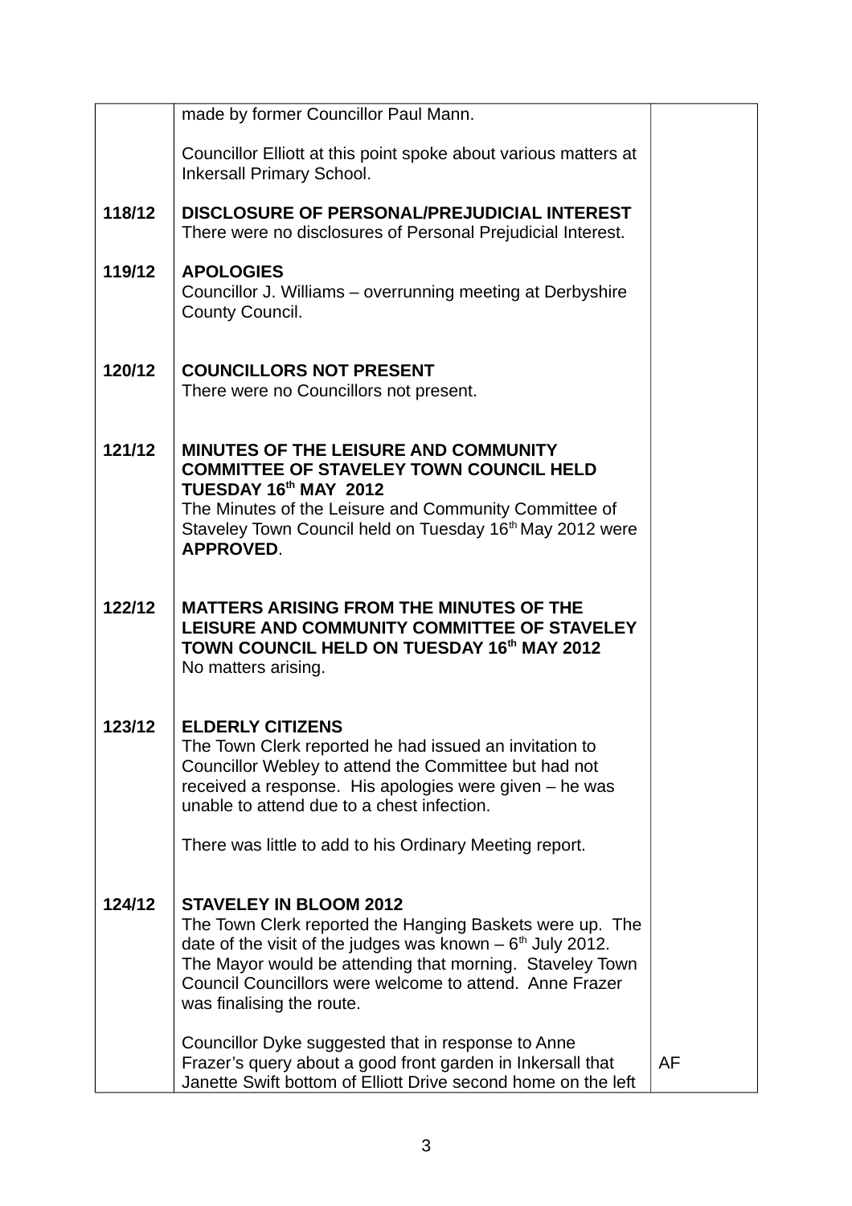| | | |
|---|---|---|
| | made by former Councillor Paul Mann.<br><br>Councillor Elliott at this point spoke about various matters at Inkersall Primary School. | |
| **118/12** | **DISCLOSURE OF PERSONAL/PREJUDICIAL INTEREST**<br>There were no disclosures of Personal Prejudicial Interest. | |
| **119/12** | **APOLOGIES**<br>Councillor J. Williams – overrunning meeting at Derbyshire County Council. | |
| **120/12** | **COUNCILLORS NOT PRESENT**<br>There were no Councillors not present. | |
| **121/12** | **MINUTES OF THE LEISURE AND COMMUNITY COMMITTEE OF STAVELEY TOWN COUNCIL HELD TUESDAY 16th MAY 2012**<br>The Minutes of the Leisure and Community Committee of Staveley Town Council held on Tuesday 16th May 2012 were **APPROVED**. | |
| **122/12** | **MATTERS ARISING FROM THE MINUTES OF THE LEISURE AND COMMUNITY COMMITTEE OF STAVELEY TOWN COUNCIL HELD ON TUESDAY 16th MAY 2012**<br>No matters arising. | |
| **123/12** | **ELDERLY CITIZENS**<br>The Town Clerk reported he had issued an invitation to Councillor Webley to attend the Committee but had not received a response. His apologies were given – he was unable to attend due to a chest infection.<br><br>There was little to add to his Ordinary Meeting report. | |
| **124/12** | **STAVELEY IN BLOOM 2012**<br>The Town Clerk reported the Hanging Baskets were up. The date of the visit of the judges was known – 6th July 2012. The Mayor would be attending that morning. Staveley Town Council Councillors were welcome to attend. Anne Frazer was finalising the route.<br><br>Councillor Dyke suggested that in response to Anne Frazer's query about a good front garden in Inkersall that Janette Swift bottom of Elliott Drive second home on the left | AF |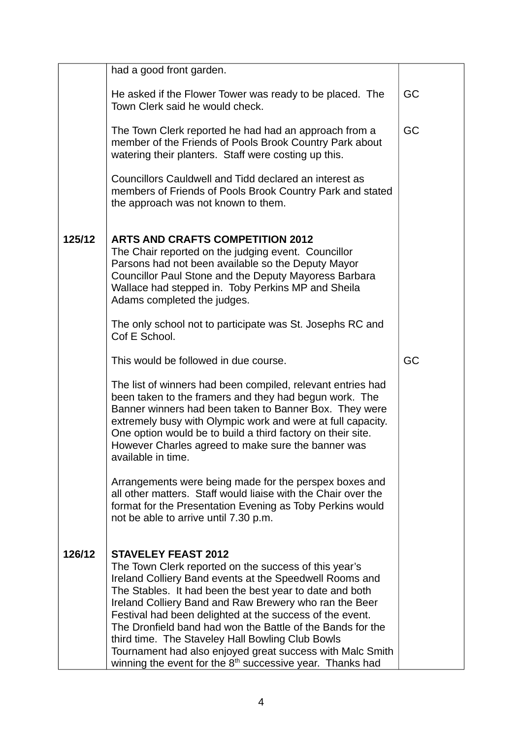| | | |
|---|---|---|
| | had a good front garden.<br><br>He asked if the Flower Tower was ready to be placed. The Town Clerk said he would check.<br><br>The Town Clerk reported he had had an approach from a member of the Friends of Pools Brook Country Park about watering their planters. Staff were costing up this.<br><br>Councillors Cauldwell and Tidd declared an interest as members of Friends of Pools Brook Country Park and stated the approach was not known to them. | <br><br>GC<br><br><br>GC |
| **125/12** | **ARTS AND CRAFTS COMPETITION 2012**<br>The Chair reported on the judging event. Councillor Parsons had not been available so the Deputy Mayor Councillor Paul Stone and the Deputy Mayoress Barbara Wallace had stepped in. Toby Perkins MP and Sheila Adams completed the judges.<br><br>The only school not to participate was St. Josephs RC and Cof E School.<br><br>This would be followed in due course.<br><br>The list of winners had been compiled, relevant entries had been taken to the framers and they had begun work. The Banner winners had been taken to Banner Box. They were extremely busy with Olympic work and were at full capacity. One option would be to build a third factory on their site. However Charles agreed to make sure the banner was available in time.<br><br>Arrangements were being made for the perspex boxes and all other matters. Staff would liaise with the Chair over the format for the Presentation Evening as Toby Perkins would not be able to arrive until 7.30 p.m. | <br><br><br><br><br><br><br><br>GC |
| **126/12** | **STAVELEY FEAST 2012**<br>The Town Clerk reported on the success of this year's Ireland Colliery Band events at the Speedwell Rooms and The Stables. It had been the best year to date and both Ireland Colliery Band and Raw Brewery who ran the Beer Festival had been delighted at the success of the event. The Dronfield band had won the Battle of the Bands for the third time. The Staveley Hall Bowling Club Bowls Tournament had also enjoyed great success with Malc Smith winning the event for the 8th successive year. Thanks had | |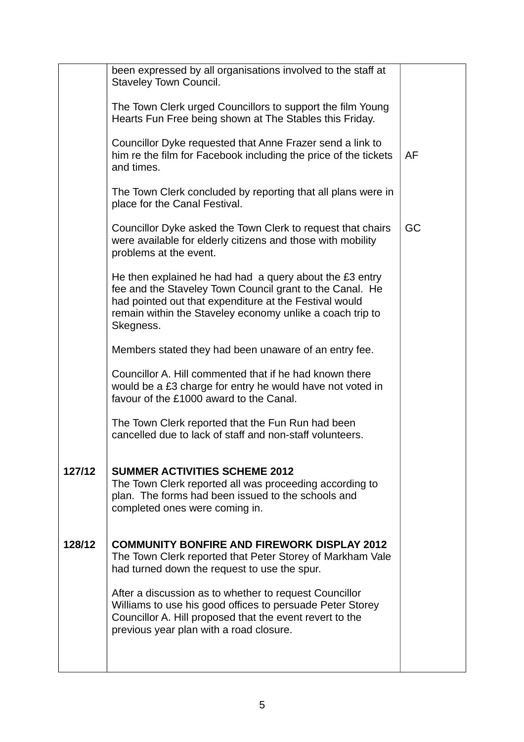| | | |
|---|---|---|
| | been expressed by all organisations involved to the staff at Staveley Town Council.<br><br>The Town Clerk urged Councillors to support the film Young Hearts Fun Free being shown at The Stables this Friday.<br><br>Councillor Dyke requested that Anne Frazer send a link to him re the film for Facebook including the price of the tickets and times.<br><br>The Town Clerk concluded by reporting that all plans were in place for the Canal Festival.<br><br>Councillor Dyke asked the Town Clerk to request that chairs were available for elderly citizens and those with mobility problems at the event.<br><br>He then explained he had had a query about the £3 entry fee and the Staveley Town Council grant to the Canal. He had pointed out that expenditure at the Festival would remain within the Staveley economy unlike a coach trip to Skegness.<br><br>Members stated they had been unaware of an entry fee.<br><br>Councillor A. Hill commented that if he had known there would be a £3 charge for entry he would have not voted in favour of the £1000 award to the Canal.<br><br>The Town Clerk reported that the Fun Run had been cancelled due to lack of staff and non-staff volunteers. | <br><br><br><br><br><br>AF<br><br><br><br><br>GC |
| **127/12** | **SUMMER ACTIVITIES SCHEME 2012**<br>The Town Clerk reported all was proceeding according to plan. The forms had been issued to the schools and completed ones were coming in. | |
| **128/12** | **COMMUNITY BONFIRE AND FIREWORK DISPLAY 2012**<br>The Town Clerk reported that Peter Storey of Markham Vale had turned down the request to use the spur.<br><br>After a discussion as to whether to request Councillor Williams to use his good offices to persuade Peter Storey Councillor A. Hill proposed that the event revert to the previous year plan with a road closure. | |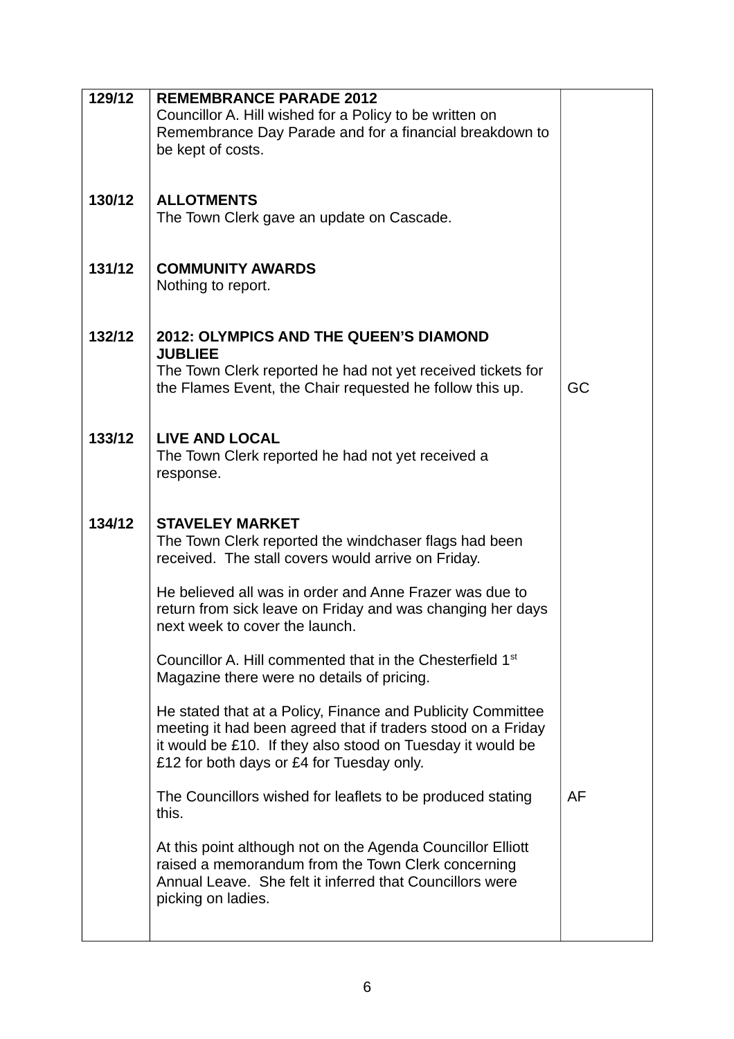| | | |
|---|---|---|
| **129/12** | **REMEMBRANCE PARADE 2012**<br>Councillor A. Hill wished for a Policy to be written on Remembrance Day Parade and for a financial breakdown to be kept of costs. | |
| **130/12** | **ALLOTMENTS**<br>The Town Clerk gave an update on Cascade. | |
| **131/12** | **COMMUNITY AWARDS**<br>Nothing to report. | |
| **132/12** | **2012: OLYMPICS AND THE QUEEN'S DIAMOND JUBLIEE**<br>The Town Clerk reported he had not yet received tickets for the Flames Event, the Chair requested he follow this up. | GC |
| **133/12** | **LIVE AND LOCAL**<br>The Town Clerk reported he had not yet received a response. | |
| **134/12** | **STAVELEY MARKET**<br>The Town Clerk reported the windchaser flags had been received. The stall covers would arrive on Friday.<br><br>He believed all was in order and Anne Frazer was due to return from sick leave on Friday and was changing her days next week to cover the launch.<br><br>Councillor A. Hill commented that in the Chesterfield 1st Magazine there were no details of pricing.<br><br>He stated that at a Policy, Finance and Publicity Committee meeting it had been agreed that if traders stood on a Friday it would be £10. If they also stood on Tuesday it would be £12 for both days or £4 for Tuesday only.<br><br>The Councillors wished for leaflets to be produced stating this.<br><br>At this point although not on the Agenda Councillor Elliott raised a memorandum from the Town Clerk concerning Annual Leave. She felt it inferred that Councillors were picking on ladies. | AF |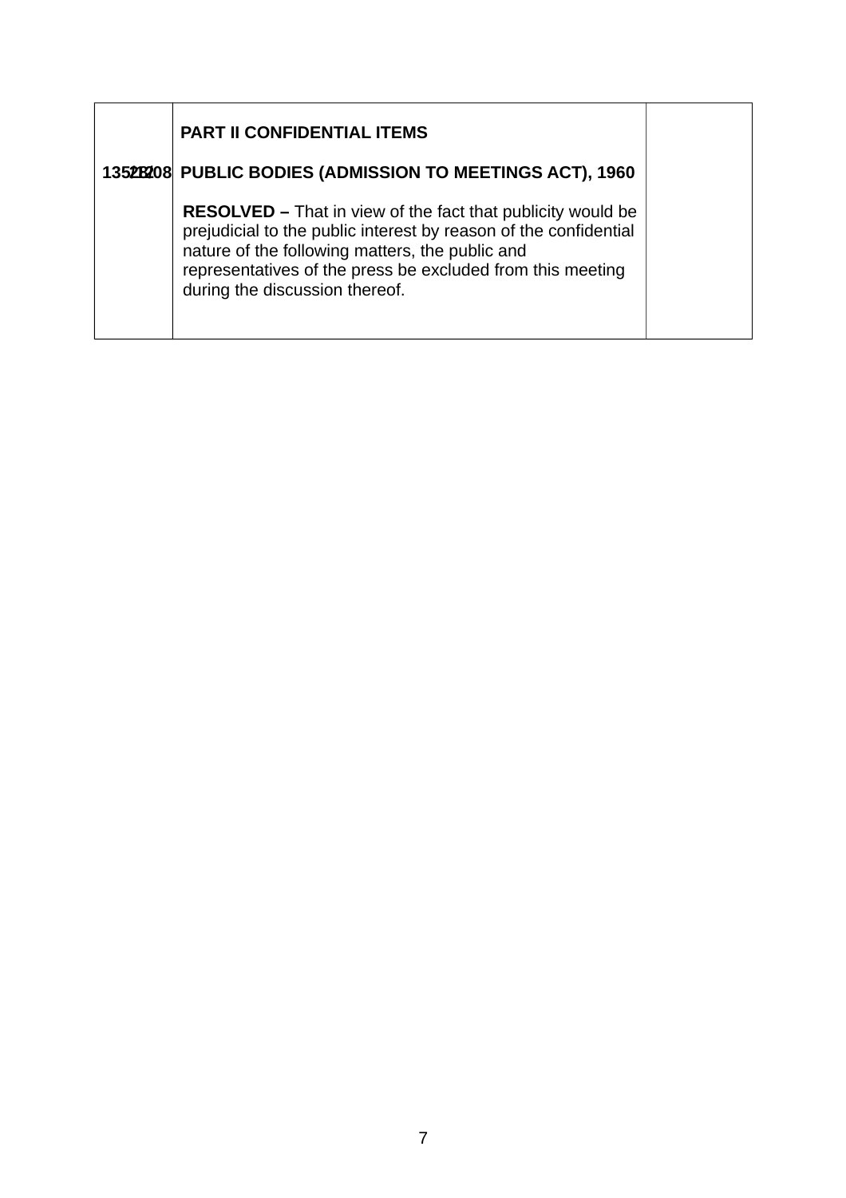| | | |
|---|---|---|
| | **PART II CONFIDENTIAL ITEMS** | |
| **135/22** | **PUBLIC BODIES (ADMISSION TO MEETINGS ACT), 1960**<br><br>**RESOLVED –** That in view of the fact that publicity would be prejudicial to the public interest by reason of the confidential nature of the following matters, the public and representatives of the press be excluded from this meeting during the discussion thereof. | |